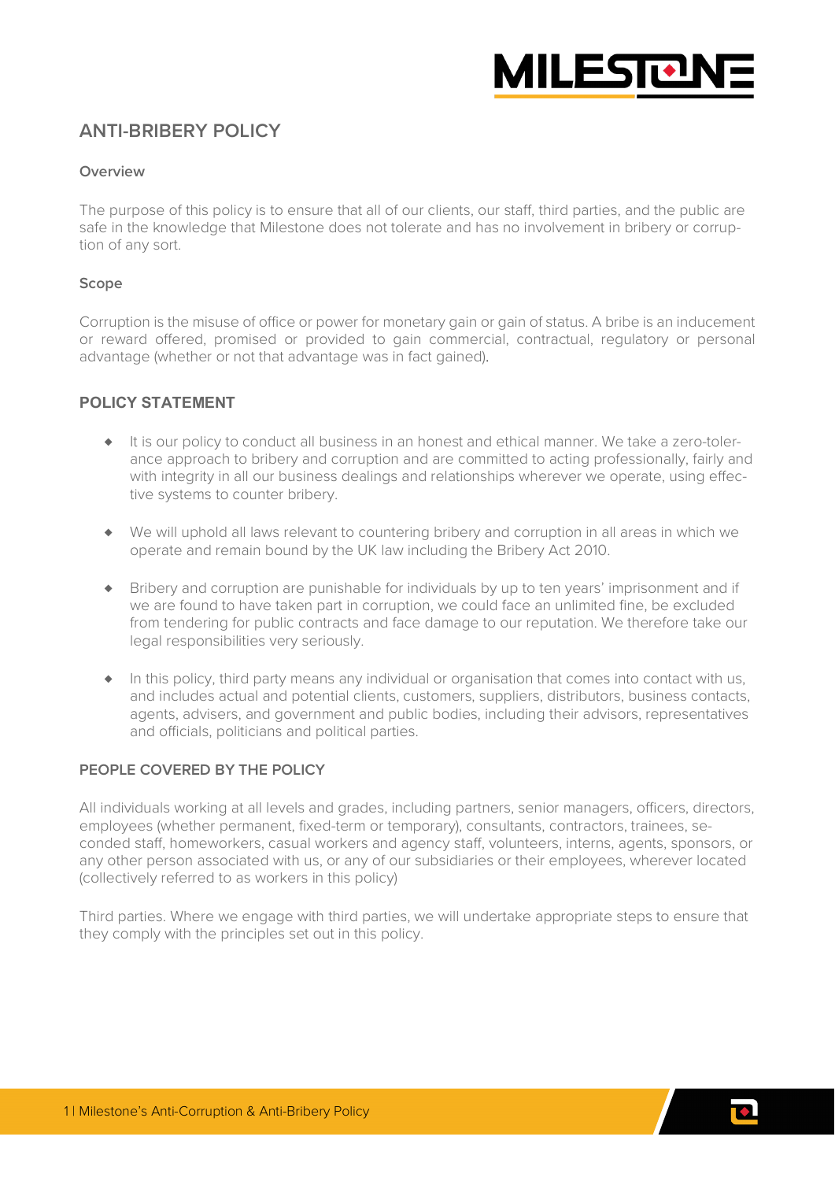# ANTI-BRIBERY POLICY

### Overview

The purpose of this policy is to ensure that all of our clients, our staff, third parties, and the public are safe in the knowledge that Milestone does not tolerate and has no involvement in bribery or corruption of any sort.

### Scope

Corruption is the misuse of office or power for monetary gain or gain of status. A bribe is an inducement or reward offered, promised or provided to gain commercial, contractual, regulatory or personal advantage (whether or not that advantage was in fact gained).

## POLICY STATEMENT

- It is our policy to conduct all business in an honest and ethical manner. We take a zero-tolerance approach to bribery and corruption and are committed to acting professionally, fairly and with integrity in all our business dealings and relationships wherever we operate, using effective systems to counter bribery.
- We will uphold all laws relevant to countering bribery and corruption in all areas in which we operate and remain bound by the UK law including the Bribery Act 2010.
- Bribery and corruption are punishable for individuals by up to ten years' imprisonment and if we are found to have taken part in corruption, we could face an unlimited fine, be excluded from tendering for public contracts and face damage to our reputation. We therefore take our legal responsibilities very seriously.
- In this policy, third party means any individual or organisation that comes into contact with us, and includes actual and potential clients, customers, suppliers, distributors, business contacts, agents, advisers, and government and public bodies, including their advisors, representatives and officials, politicians and political parties.

### PEOPLE COVERED BY THE POLICY

All individuals working at all levels and grades, including partners, senior managers, officers, directors, employees (whether permanent, fixed-term or temporary), consultants, contractors, trainees, seconded staff, homeworkers, casual workers and agency staff, volunteers, interns, agents, sponsors, or any other person associated with us, or any of our subsidiaries or their employees, wherever located (collectively referred to as workers in this policy)

Third parties. Where we engage with third parties, we will undertake appropriate steps to ensure that they comply with the principles set out in this policy.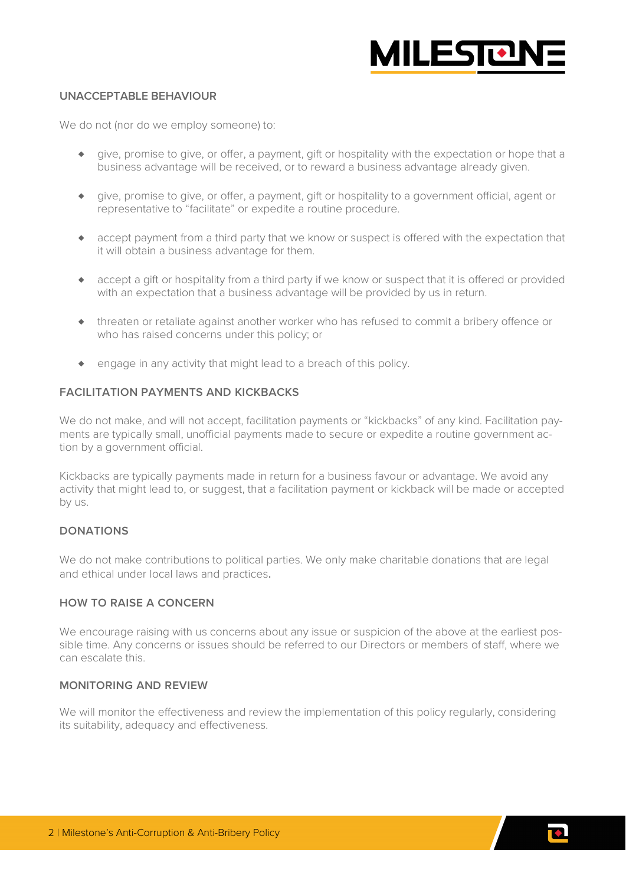## UNACCEPTABLE BEHAVIOUR

We do not (nor do we employ someone) to:

- give, promise to give, or offer, a payment, gift or hospitality with the expectation or hope that a business advantage will be received, or to reward a business advantage already given.
- give, promise to give, or offer, a payment, gift or hospitality to a government official, agent or representative to "facilitate" or expedite a routine procedure.
- accept payment from a third party that we know or suspect is offered with the expectation that it will obtain a business advantage for them.
- accept a gift or hospitality from a third party if we know or suspect that it is offered or provided with an expectation that a business advantage will be provided by us in return.
- threaten or retaliate against another worker who has refused to commit a bribery offence or who has raised concerns under this policy; or
- engage in any activity that might lead to a breach of this policy.

## FACILITATION PAYMENTS AND KICKBACKS

We do not make, and will not accept, facilitation payments or "kickbacks" of any kind. Facilitation payments are typically small, unofficial payments made to secure or expedite a routine government action by a government official.

Kickbacks are typically payments made in return for a business favour or advantage. We avoid any activity that might lead to, or suggest, that a facilitation payment or kickback will be made or accepted by us.

## DONATIONS

We do not make contributions to political parties. We only make charitable donations that are legal and ethical under local laws and practices.

## HOW TO RAISE A CONCERN

We encourage raising with us concerns about any issue or suspicion of the above at the earliest possible time. Any concerns or issues should be referred to our Directors or members of staff, where we can escalate this.

## MONITORING AND REVIEW

We will monitor the effectiveness and review the implementation of this policy regularly, considering its suitability, adequacy and effectiveness.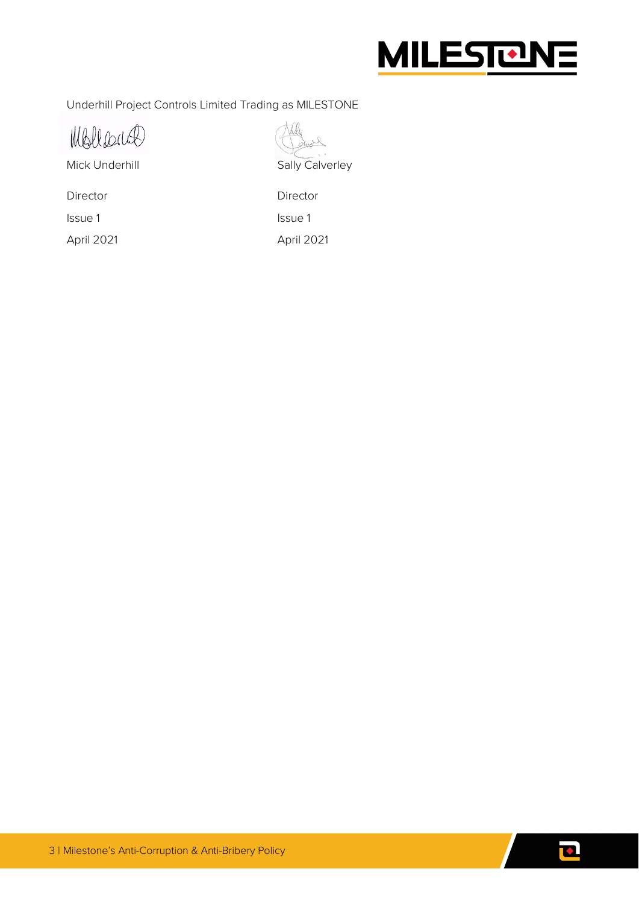Underhill Project Controls Limited Trading as MILESTONE

| | |
|---|---|
| Mick Underhill | Sally Calverley |
| Director | Director |
| Issue 1 | Issue 1 |
| April 2021 | April 2021 |